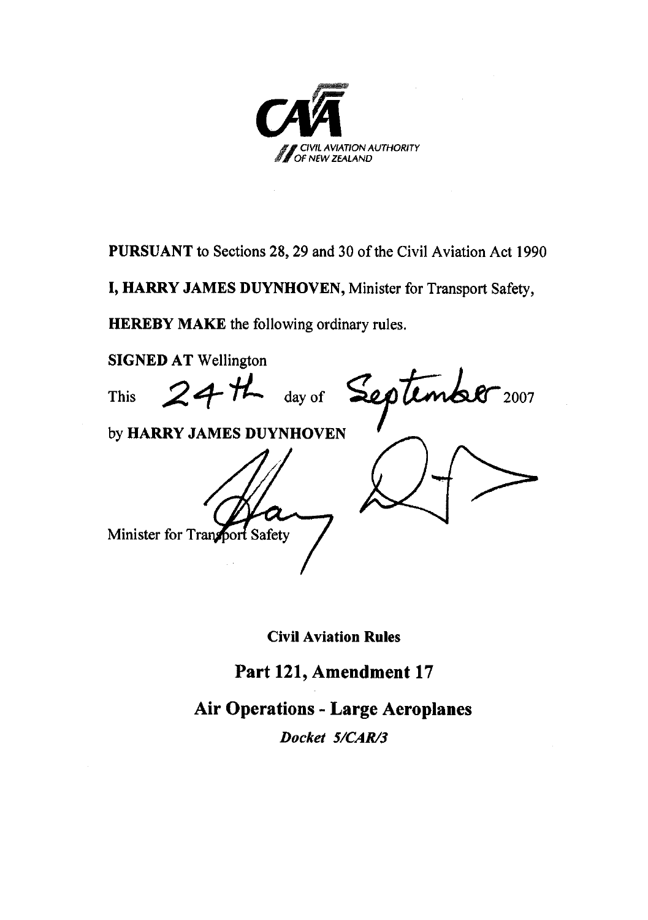CIVIL AVIATION AUTHORITY OF NEW ZEALAND

**PURSUANT** to Sections 28, 29 and 30 of the Civil Aviation Act 1990

**I, HARRY JAMES DUYNHOVEN**, Minister for Transport Safety,

**HEREBY MAKE** the following ordinary rules.

**SIGNED AT** Wellington

This 24th day of September 2007

by **HARRY JAMES DUYNHOVEN**

Minister for Transport Safety

**Civil Aviation Rules**

# Part 121, Amendment 17

## Air Operations - Large Aeroplanes

***Docket 5/CAR/3***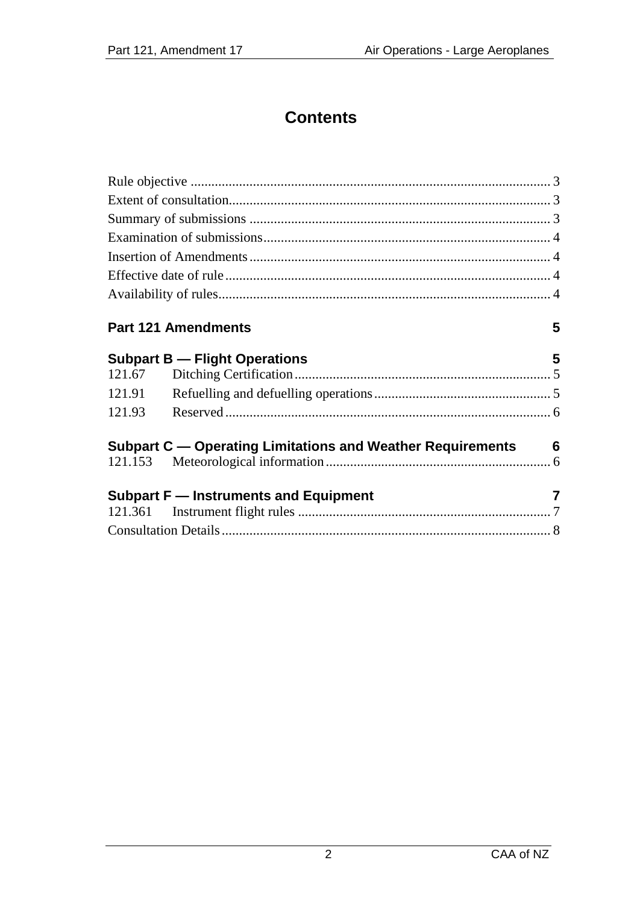# Contents

Rule objective ........................................................................................................ 3
Extent of consultation.............................................................................................. 3
Summary of submissions ........................................................................................ 3
Examination of submissions.................................................................................... 4
Insertion of Amendments ........................................................................................ 4
Effective date of rule ............................................................................................... 4
Availability of rules................................................................................................. 4

**Part 121 Amendments** 5

**Subpart B — Flight Operations** 5
121.67 Ditching Certification ........................................................................... 5
121.91 Refuelling and defuelling operations .................................................... 5
121.93 Reserved .............................................................................................. 6

**Subpart C — Operating Limitations and Weather Requirements** 6
121.153 Meteorological information ................................................................. 6

**Subpart F — Instruments and Equipment** 7
121.361 Instrument flight rules .......................................................................... 7
Consultation Details ................................................................................................ 8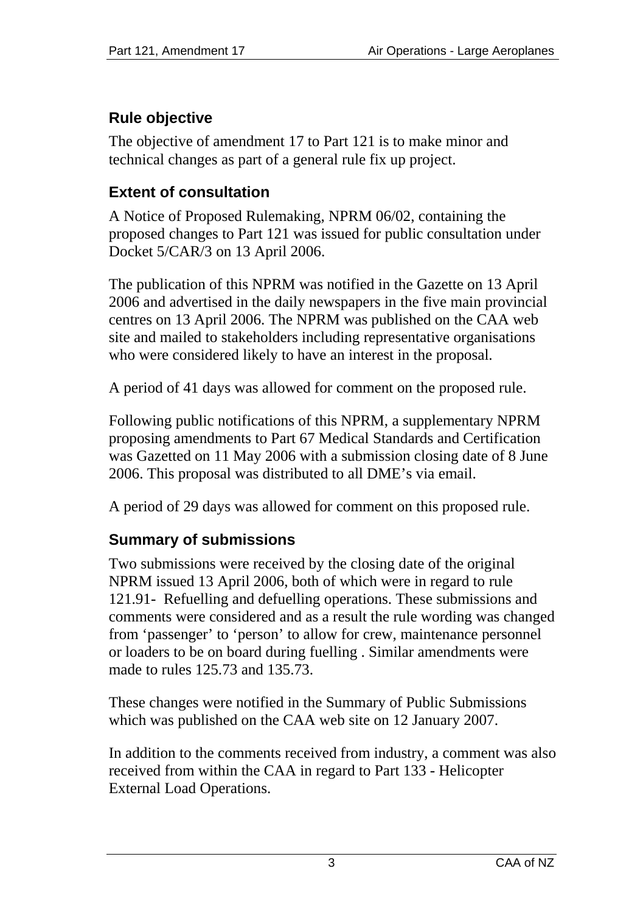## Rule objective

The objective of amendment 17 to Part 121 is to make minor and technical changes as part of a general rule fix up project.

## Extent of consultation

A Notice of Proposed Rulemaking, NPRM 06/02, containing the proposed changes to Part 121 was issued for public consultation under Docket 5/CAR/3 on 13 April 2006.

The publication of this NPRM was notified in the Gazette on 13 April 2006 and advertised in the daily newspapers in the five main provincial centres on 13 April 2006. The NPRM was published on the CAA web site and mailed to stakeholders including representative organisations who were considered likely to have an interest in the proposal.

A period of 41 days was allowed for comment on the proposed rule.

Following public notifications of this NPRM, a supplementary NPRM proposing amendments to Part 67 Medical Standards and Certification was Gazetted on 11 May 2006 with a submission closing date of 8 June 2006. This proposal was distributed to all DME's via email.

A period of 29 days was allowed for comment on this proposed rule.

## Summary of submissions

Two submissions were received by the closing date of the original NPRM issued 13 April 2006, both of which were in regard to rule 121.91- Refuelling and defuelling operations. These submissions and comments were considered and as a result the rule wording was changed from 'passenger' to 'person' to allow for crew, maintenance personnel or loaders to be on board during fuelling . Similar amendments were made to rules 125.73 and 135.73.

These changes were notified in the Summary of Public Submissions which was published on the CAA web site on 12 January 2007.

In addition to the comments received from industry, a comment was also received from within the CAA in regard to Part 133 - Helicopter External Load Operations.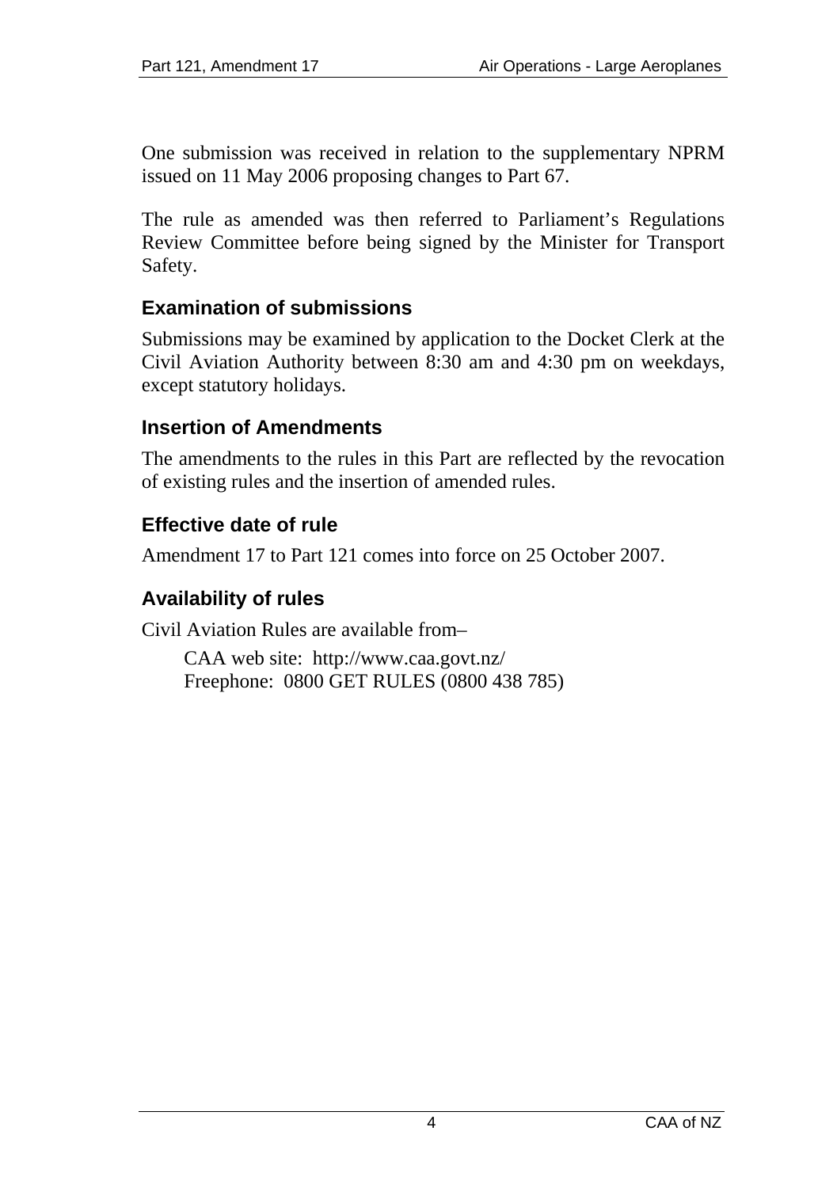One submission was received in relation to the supplementary NPRM issued on 11 May 2006 proposing changes to Part 67.

The rule as amended was then referred to Parliament's Regulations Review Committee before being signed by the Minister for Transport Safety.

## Examination of submissions

Submissions may be examined by application to the Docket Clerk at the Civil Aviation Authority between 8:30 am and 4:30 pm on weekdays, except statutory holidays.

## Insertion of Amendments

The amendments to the rules in this Part are reflected by the revocation of existing rules and the insertion of amended rules.

## Effective date of rule

Amendment 17 to Part 121 comes into force on 25 October 2007.

## Availability of rules

Civil Aviation Rules are available from–

CAA web site: http://www.caa.govt.nz/
Freephone: 0800 GET RULES (0800 438 785)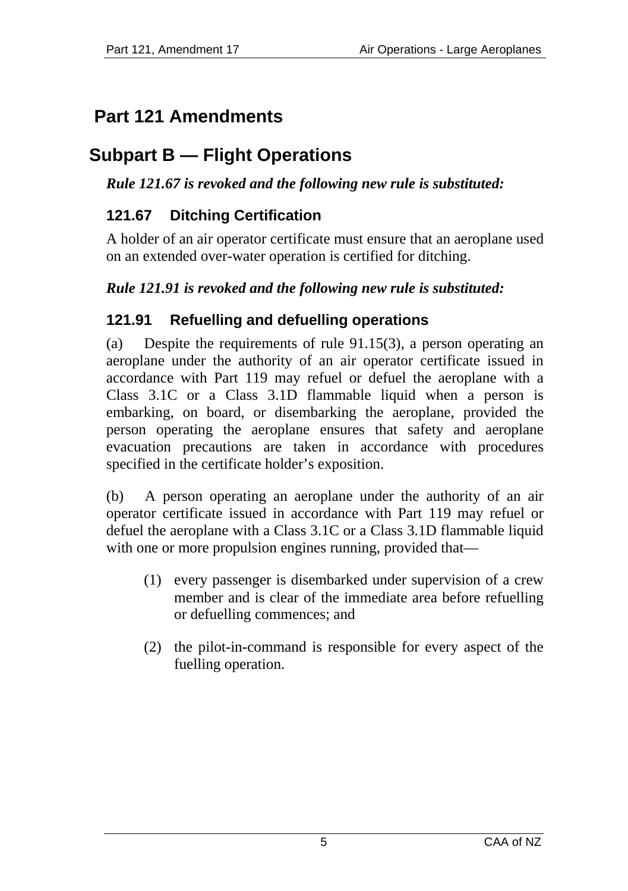# Part 121 Amendments

## Subpart B — Flight Operations

***Rule 121.67 is revoked and the following new rule is substituted:***

### 121.67 Ditching Certification

A holder of an air operator certificate must ensure that an aeroplane used on an extended over-water operation is certified for ditching.

***Rule 121.91 is revoked and the following new rule is substituted:***

### 121.91 Refuelling and defuelling operations

(a) Despite the requirements of rule 91.15(3), a person operating an aeroplane under the authority of an air operator certificate issued in accordance with Part 119 may refuel or defuel the aeroplane with a Class 3.1C or a Class 3.1D flammable liquid when a person is embarking, on board, or disembarking the aeroplane, provided the person operating the aeroplane ensures that safety and aeroplane evacuation precautions are taken in accordance with procedures specified in the certificate holder's exposition.

(b) A person operating an aeroplane under the authority of an air operator certificate issued in accordance with Part 119 may refuel or defuel the aeroplane with a Class 3.1C or a Class 3.1D flammable liquid with one or more propulsion engines running, provided that—

(1) every passenger is disembarked under supervision of a crew member and is clear of the immediate area before refuelling or defuelling commences; and

(2) the pilot-in-command is responsible for every aspect of the fuelling operation.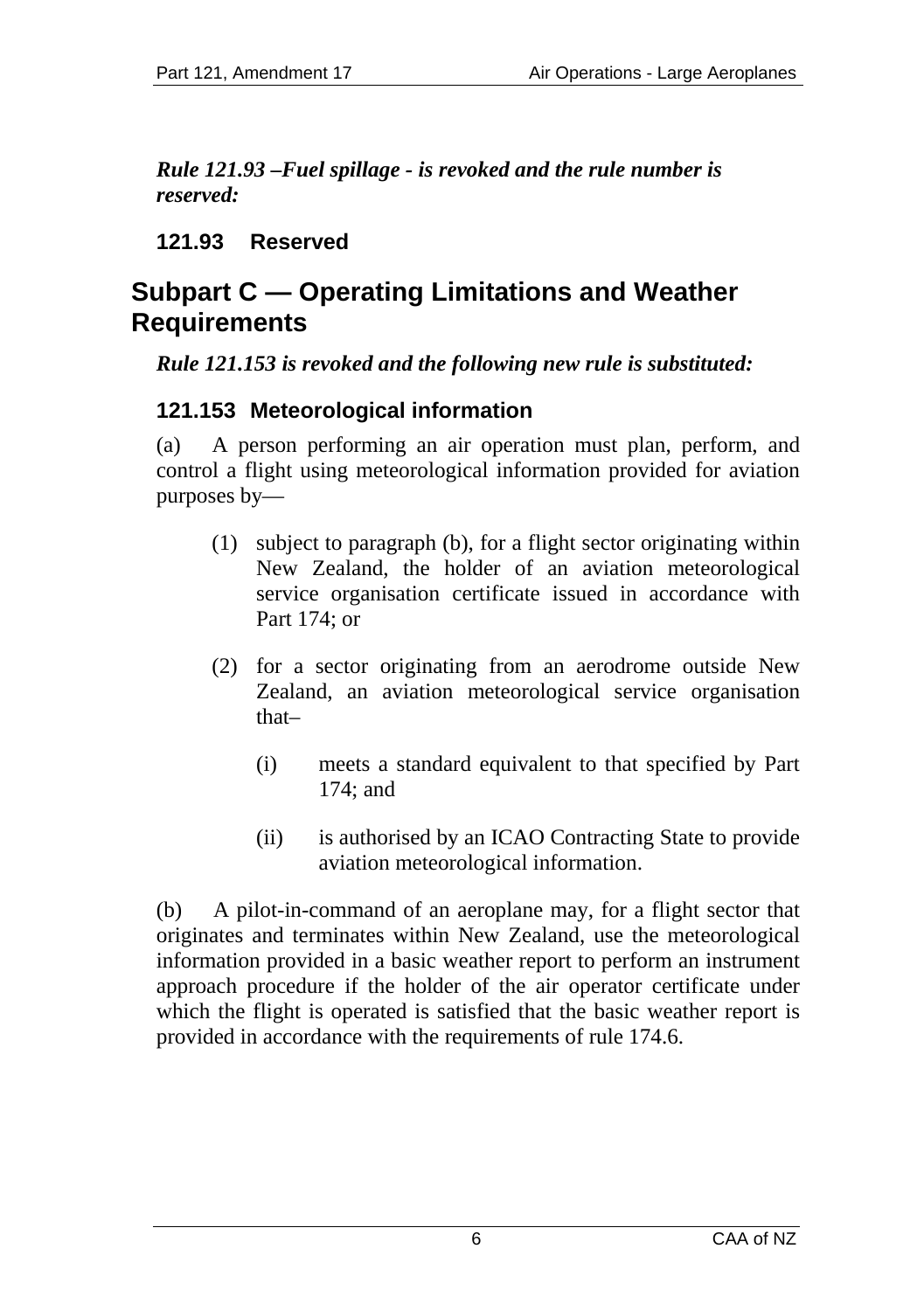*Rule 121.93 –Fuel spillage - is revoked and the rule number is reserved:*

### 121.93 Reserved

## Subpart C — Operating Limitations and Weather Requirements

*Rule 121.153 is revoked and the following new rule is substituted:*

### 121.153 Meteorological information

(a) A person performing an air operation must plan, perform, and control a flight using meteorological information provided for aviation purposes by—

(1) subject to paragraph (b), for a flight sector originating within New Zealand, the holder of an aviation meteorological service organisation certificate issued in accordance with Part 174; or

(2) for a sector originating from an aerodrome outside New Zealand, an aviation meteorological service organisation that–

(i) meets a standard equivalent to that specified by Part 174; and

(ii) is authorised by an ICAO Contracting State to provide aviation meteorological information.

(b) A pilot-in-command of an aeroplane may, for a flight sector that originates and terminates within New Zealand, use the meteorological information provided in a basic weather report to perform an instrument approach procedure if the holder of the air operator certificate under which the flight is operated is satisfied that the basic weather report is provided in accordance with the requirements of rule 174.6.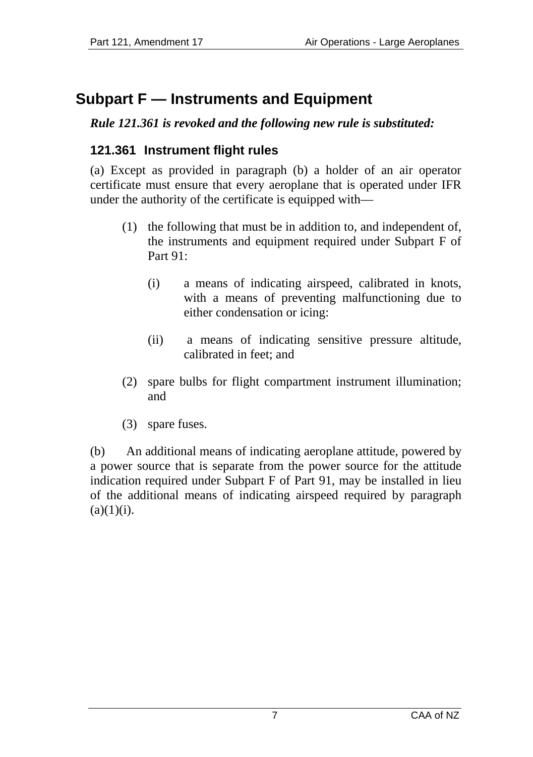# Subpart F — Instruments and Equipment

***Rule 121.361 is revoked and the following new rule is substituted:***

### 121.361 Instrument flight rules

(a) Except as provided in paragraph (b) a holder of an air operator certificate must ensure that every aeroplane that is operated under IFR under the authority of the certificate is equipped with—

(1) the following that must be in addition to, and independent of, the instruments and equipment required under Subpart F of Part 91:

(i) a means of indicating airspeed, calibrated in knots, with a means of preventing malfunctioning due to either condensation or icing:

(ii) a means of indicating sensitive pressure altitude, calibrated in feet; and

(2) spare bulbs for flight compartment instrument illumination; and

(3) spare fuses.

(b) An additional means of indicating aeroplane attitude, powered by a power source that is separate from the power source for the attitude indication required under Subpart F of Part 91, may be installed in lieu of the additional means of indicating airspeed required by paragraph (a)(1)(i).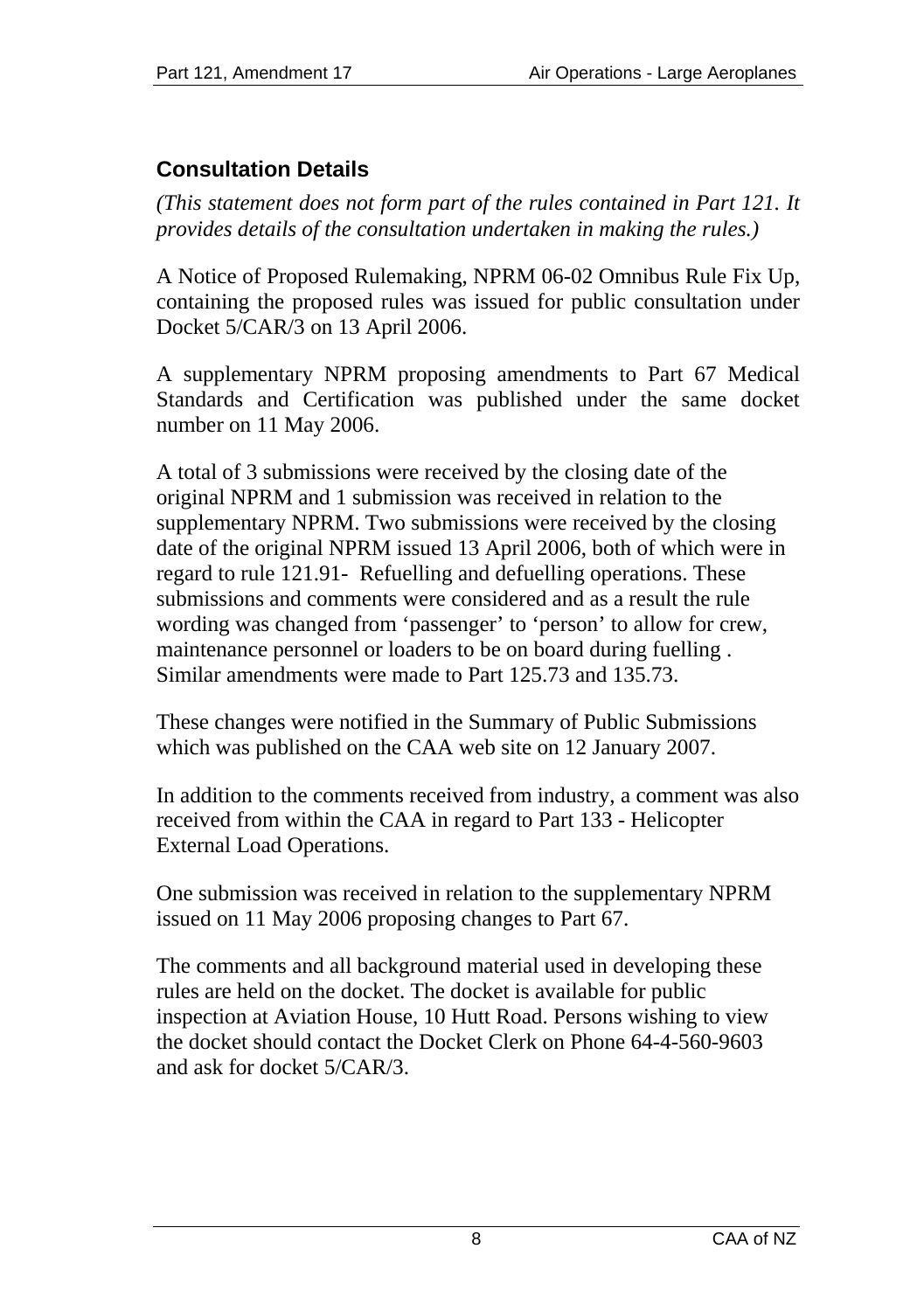## Consultation Details

*(This statement does not form part of the rules contained in Part 121. It provides details of the consultation undertaken in making the rules.)*

A Notice of Proposed Rulemaking, NPRM 06-02 Omnibus Rule Fix Up, containing the proposed rules was issued for public consultation under Docket 5/CAR/3 on 13 April 2006.

A supplementary NPRM proposing amendments to Part 67 Medical Standards and Certification was published under the same docket number on 11 May 2006.

A total of 3 submissions were received by the closing date of the original NPRM and 1 submission was received in relation to the supplementary NPRM. Two submissions were received by the closing date of the original NPRM issued 13 April 2006, both of which were in regard to rule 121.91- Refuelling and defuelling operations. These submissions and comments were considered and as a result the rule wording was changed from 'passenger' to 'person' to allow for crew, maintenance personnel or loaders to be on board during fuelling . Similar amendments were made to Part 125.73 and 135.73.

These changes were notified in the Summary of Public Submissions which was published on the CAA web site on 12 January 2007.

In addition to the comments received from industry, a comment was also received from within the CAA in regard to Part 133 - Helicopter External Load Operations.

One submission was received in relation to the supplementary NPRM issued on 11 May 2006 proposing changes to Part 67.

The comments and all background material used in developing these rules are held on the docket. The docket is available for public inspection at Aviation House, 10 Hutt Road. Persons wishing to view the docket should contact the Docket Clerk on Phone 64-4-560-9603 and ask for docket 5/CAR/3.